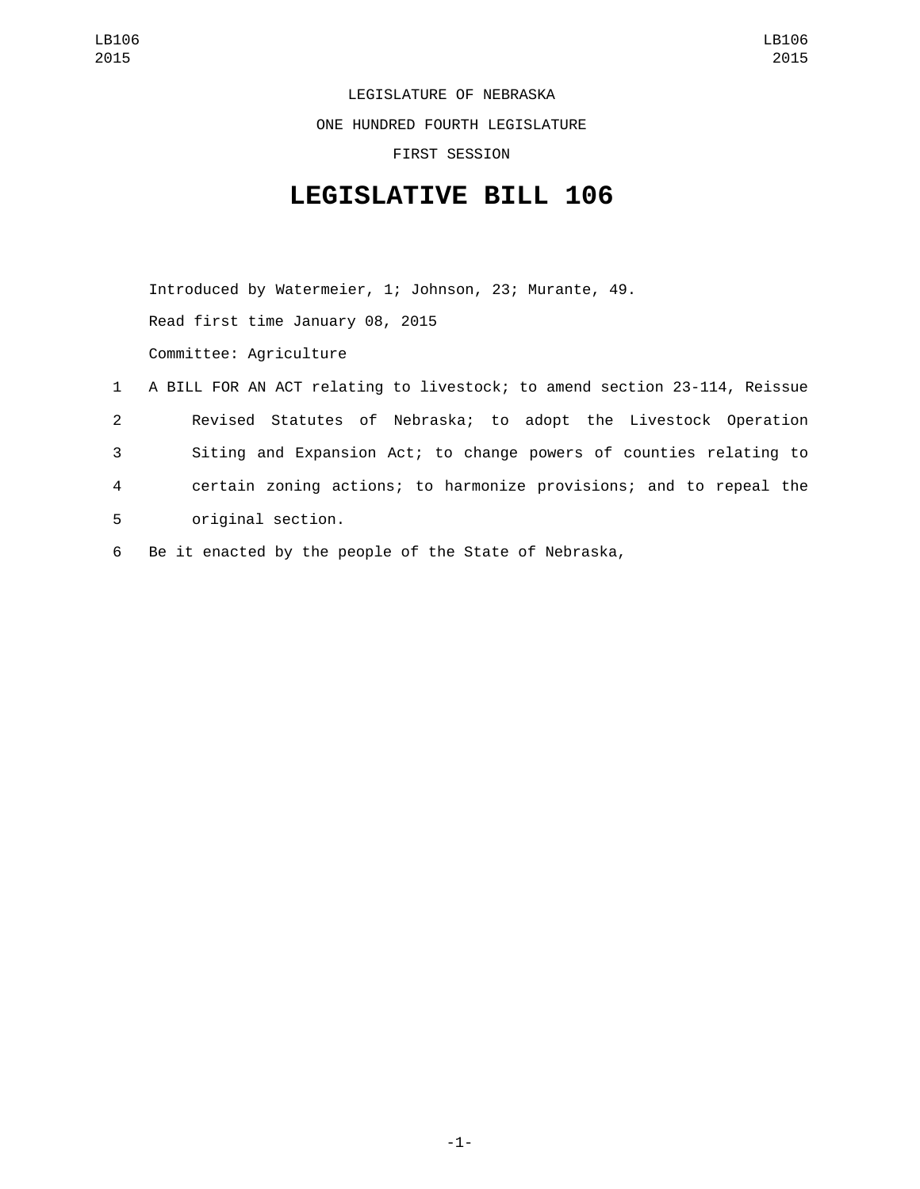LEGISLATURE OF NEBRASKA

ONE HUNDRED FOURTH LEGISLATURE

FIRST SESSION

# LEGISLATIVE BILL 106

Introduced by Watermeier, 1; Johnson, 23; Murante, 49.

Read first time January 08, 2015

Committee: Agriculture

1 A BILL FOR AN ACT relating to livestock; to amend section 23-114, Reissue
2 Revised Statutes of Nebraska; to adopt the Livestock Operation
3 Siting and Expansion Act; to change powers of counties relating to
4 certain zoning actions; to harmonize provisions; and to repeal the
5 original section.

6 Be it enacted by the people of the State of Nebraska,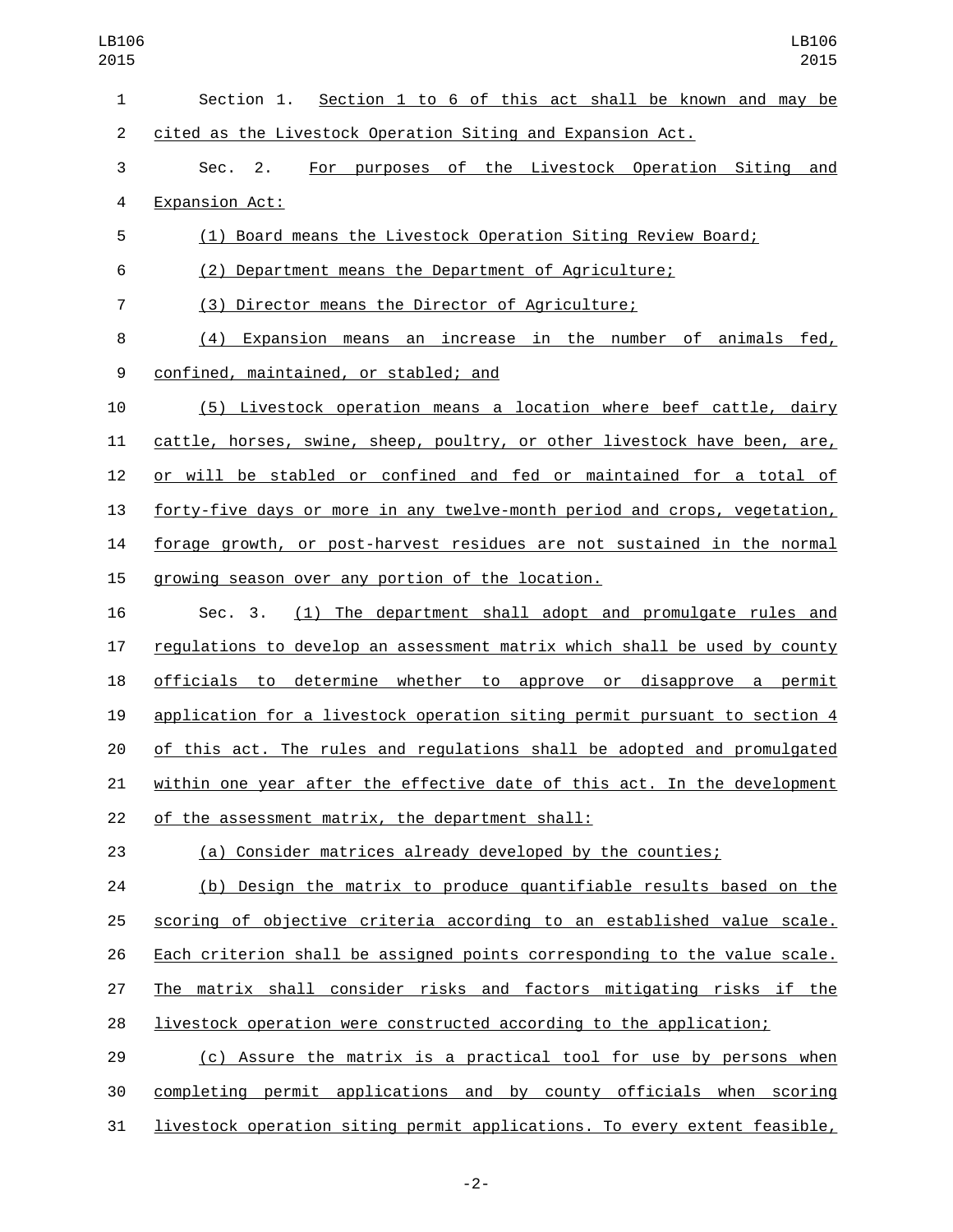Section 1. Section 1 to 6 of this act shall be known and may be cited as the Livestock Operation Siting and Expansion Act.

Sec. 2. For purposes of the Livestock Operation Siting and Expansion Act:

(1) Board means the Livestock Operation Siting Review Board;

(2) Department means the Department of Agriculture;

(3) Director means the Director of Agriculture;

(4) Expansion means an increase in the number of animals fed, confined, maintained, or stabled; and

(5) Livestock operation means a location where beef cattle, dairy cattle, horses, swine, sheep, poultry, or other livestock have been, are, or will be stabled or confined and fed or maintained for a total of forty-five days or more in any twelve-month period and crops, vegetation, forage growth, or post-harvest residues are not sustained in the normal growing season over any portion of the location.

Sec. 3. (1) The department shall adopt and promulgate rules and regulations to develop an assessment matrix which shall be used by county officials to determine whether to approve or disapprove a permit application for a livestock operation siting permit pursuant to section 4 of this act. The rules and regulations shall be adopted and promulgated within one year after the effective date of this act. In the development of the assessment matrix, the department shall:

(a) Consider matrices already developed by the counties;

(b) Design the matrix to produce quantifiable results based on the scoring of objective criteria according to an established value scale. Each criterion shall be assigned points corresponding to the value scale. The matrix shall consider risks and factors mitigating risks if the livestock operation were constructed according to the application;

(c) Assure the matrix is a practical tool for use by persons when completing permit applications and by county officials when scoring livestock operation siting permit applications. To every extent feasible,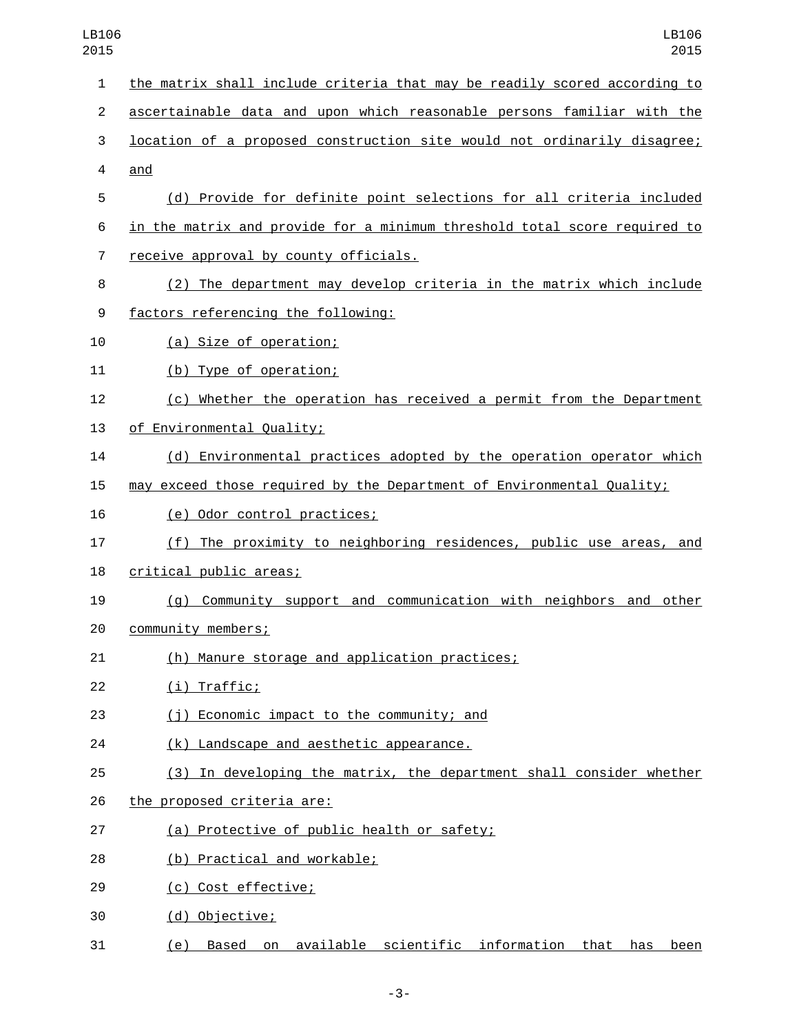the matrix shall include criteria that may be readily scored according to ascertainable data and upon which reasonable persons familiar with the location of a proposed construction site would not ordinarily disagree; and

(d) Provide for definite point selections for all criteria included in the matrix and provide for a minimum threshold total score required to receive approval by county officials.

(2) The department may develop criteria in the matrix which include factors referencing the following:

(a) Size of operation;

(b) Type of operation;

(c) Whether the operation has received a permit from the Department of Environmental Quality;

(d) Environmental practices adopted by the operation operator which may exceed those required by the Department of Environmental Quality;

(e) Odor control practices;

(f) The proximity to neighboring residences, public use areas, and critical public areas;

(g) Community support and communication with neighbors and other community members;

(h) Manure storage and application practices;

(i) Traffic;

(j) Economic impact to the community; and

(k) Landscape and aesthetic appearance.

(3) In developing the matrix, the department shall consider whether the proposed criteria are:

(a) Protective of public health or safety;

(b) Practical and workable;

(c) Cost effective;

(d) Objective;

(e) Based on available scientific information that has been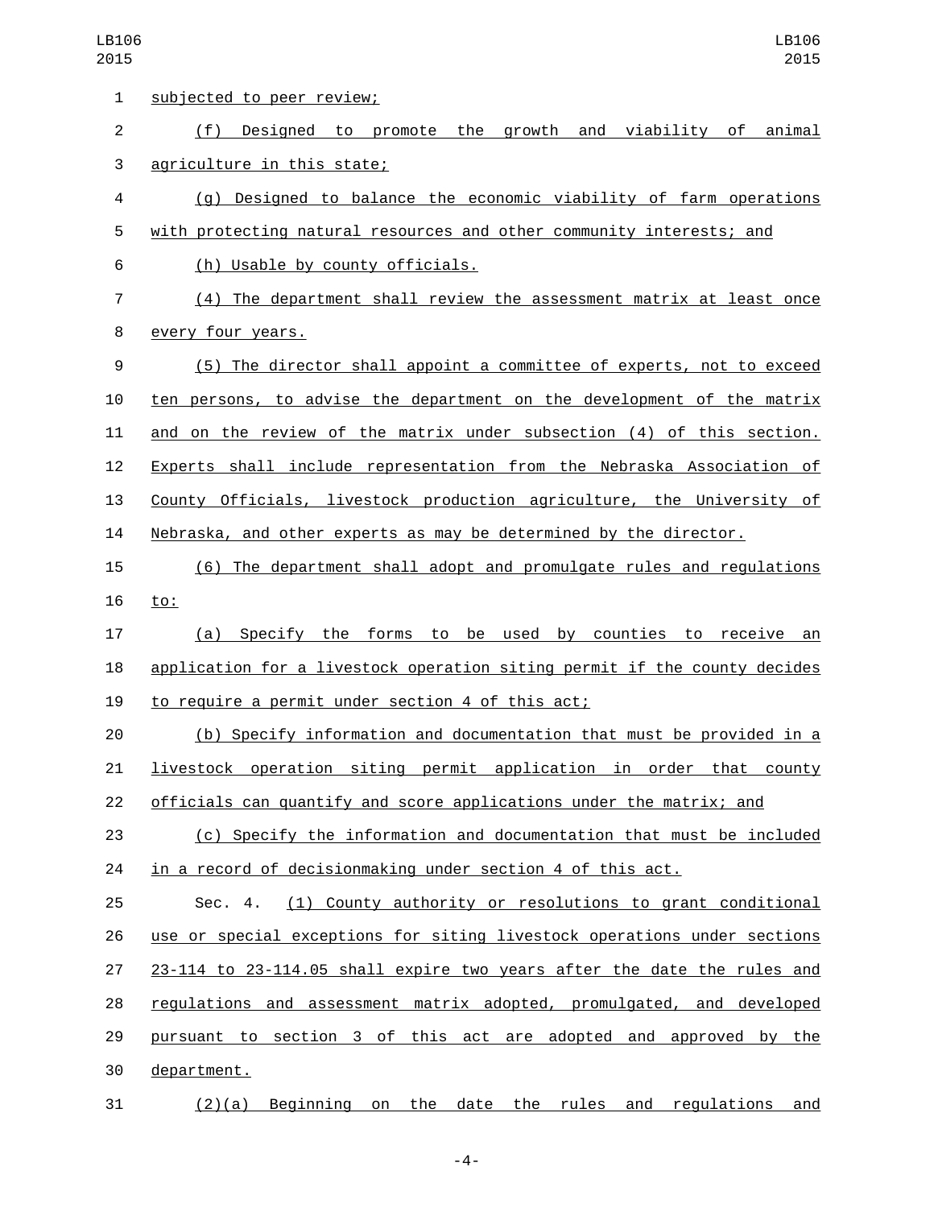subjected to peer review;

(f) Designed to promote the growth and viability of animal agriculture in this state;

(g) Designed to balance the economic viability of farm operations with protecting natural resources and other community interests; and

(h) Usable by county officials.

(4) The department shall review the assessment matrix at least once every four years.

(5) The director shall appoint a committee of experts, not to exceed ten persons, to advise the department on the development of the matrix and on the review of the matrix under subsection (4) of this section. Experts shall include representation from the Nebraska Association of County Officials, livestock production agriculture, the University of Nebraska, and other experts as may be determined by the director.

(6) The department shall adopt and promulgate rules and regulations to:

(a) Specify the forms to be used by counties to receive an application for a livestock operation siting permit if the county decides to require a permit under section 4 of this act;

(b) Specify information and documentation that must be provided in a livestock operation siting permit application in order that county officials can quantify and score applications under the matrix; and

(c) Specify the information and documentation that must be included in a record of decisionmaking under section 4 of this act.

Sec. 4. (1) County authority or resolutions to grant conditional use or special exceptions for siting livestock operations under sections 23-114 to 23-114.05 shall expire two years after the date the rules and regulations and assessment matrix adopted, promulgated, and developed pursuant to section 3 of this act are adopted and approved by the department.

(2)(a) Beginning on the date the rules and regulations and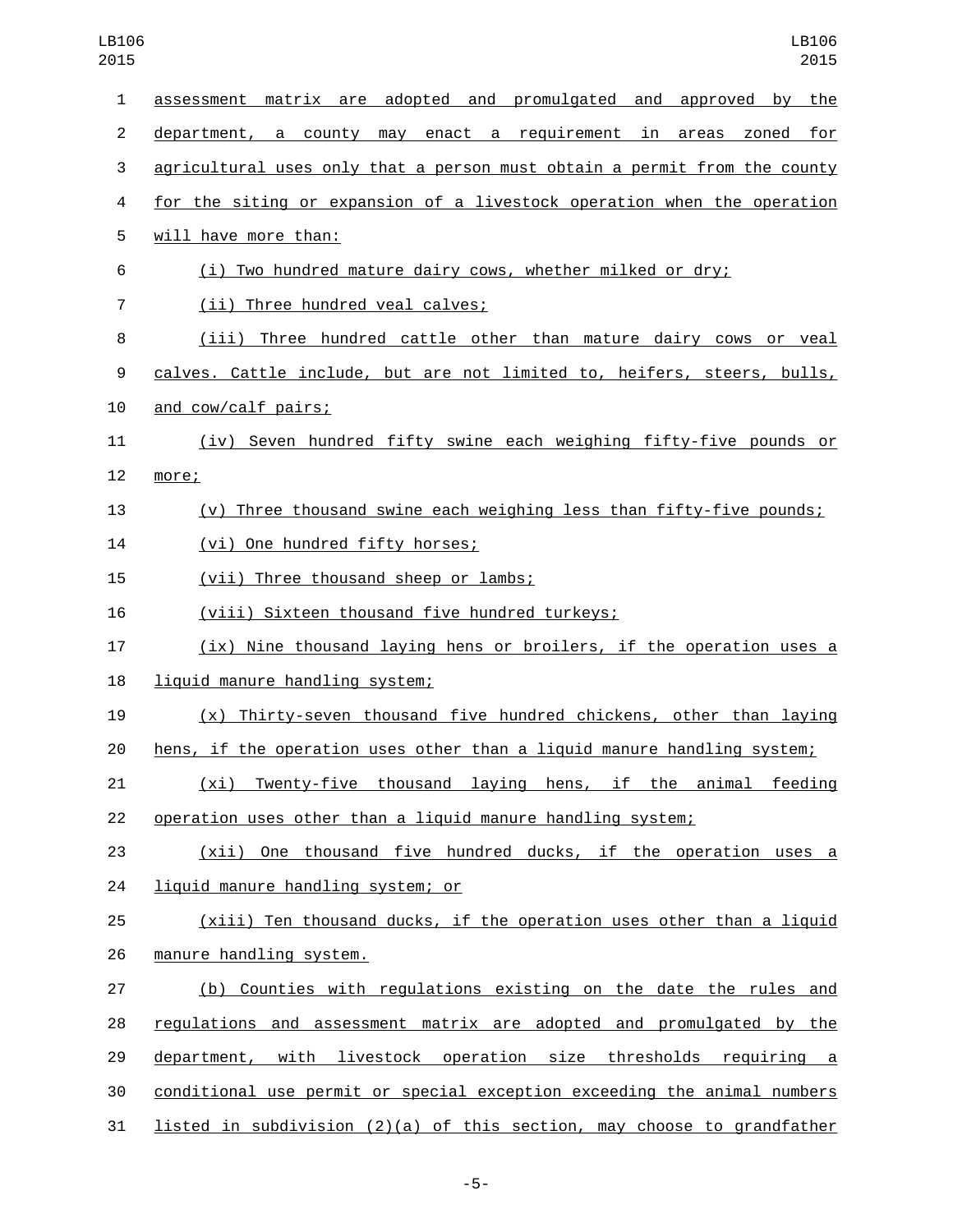assessment matrix are adopted and promulgated and approved by the department, a county may enact a requirement in areas zoned for agricultural uses only that a person must obtain a permit from the county for the siting or expansion of a livestock operation when the operation will have more than:

(i) Two hundred mature dairy cows, whether milked or dry;

(ii) Three hundred veal calves;

(iii) Three hundred cattle other than mature dairy cows or veal calves. Cattle include, but are not limited to, heifers, steers, bulls, and cow/calf pairs;

(iv) Seven hundred fifty swine each weighing fifty-five pounds or more;

(v) Three thousand swine each weighing less than fifty-five pounds;

(vi) One hundred fifty horses;

(vii) Three thousand sheep or lambs;

(viii) Sixteen thousand five hundred turkeys;

(ix) Nine thousand laying hens or broilers, if the operation uses a liquid manure handling system;

(x) Thirty-seven thousand five hundred chickens, other than laying hens, if the operation uses other than a liquid manure handling system;

(xi) Twenty-five thousand laying hens, if the animal feeding operation uses other than a liquid manure handling system;

(xii) One thousand five hundred ducks, if the operation uses a liquid manure handling system; or

(xiii) Ten thousand ducks, if the operation uses other than a liquid manure handling system.

(b) Counties with regulations existing on the date the rules and regulations and assessment matrix are adopted and promulgated by the department, with livestock operation size thresholds requiring a conditional use permit or special exception exceeding the animal numbers listed in subdivision (2)(a) of this section, may choose to grandfather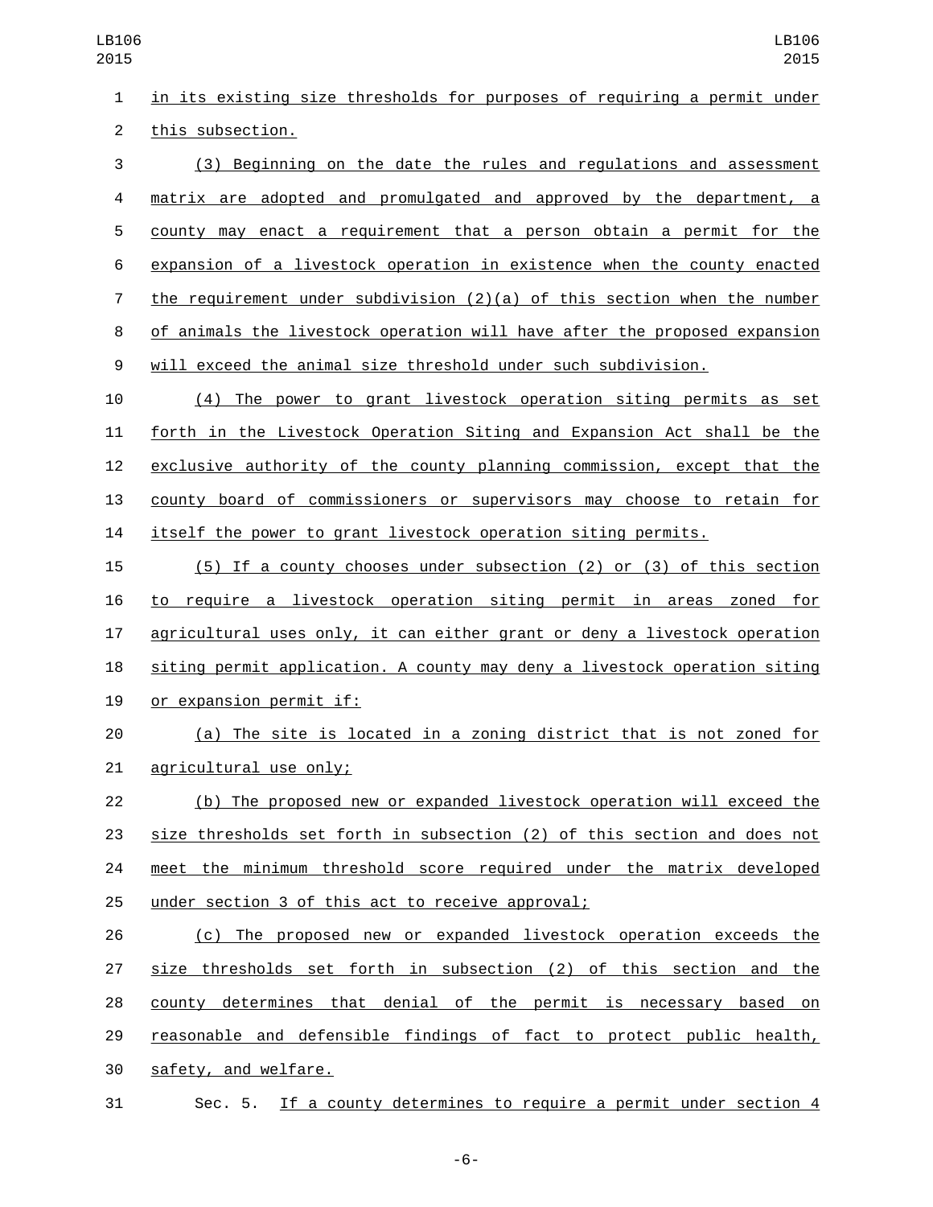in its existing size thresholds for purposes of requiring a permit under this subsection.

(3) Beginning on the date the rules and regulations and assessment matrix are adopted and promulgated and approved by the department, a county may enact a requirement that a person obtain a permit for the expansion of a livestock operation in existence when the county enacted the requirement under subdivision (2)(a) of this section when the number of animals the livestock operation will have after the proposed expansion will exceed the animal size threshold under such subdivision.

(4) The power to grant livestock operation siting permits as set forth in the Livestock Operation Siting and Expansion Act shall be the exclusive authority of the county planning commission, except that the county board of commissioners or supervisors may choose to retain for itself the power to grant livestock operation siting permits.

(5) If a county chooses under subsection (2) or (3) of this section to require a livestock operation siting permit in areas zoned for agricultural uses only, it can either grant or deny a livestock operation siting permit application. A county may deny a livestock operation siting or expansion permit if:

(a) The site is located in a zoning district that is not zoned for agricultural use only;

(b) The proposed new or expanded livestock operation will exceed the size thresholds set forth in subsection (2) of this section and does not meet the minimum threshold score required under the matrix developed under section 3 of this act to receive approval;

(c) The proposed new or expanded livestock operation exceeds the size thresholds set forth in subsection (2) of this section and the county determines that denial of the permit is necessary based on reasonable and defensible findings of fact to protect public health, safety, and welfare.

Sec. 5. If a county determines to require a permit under section 4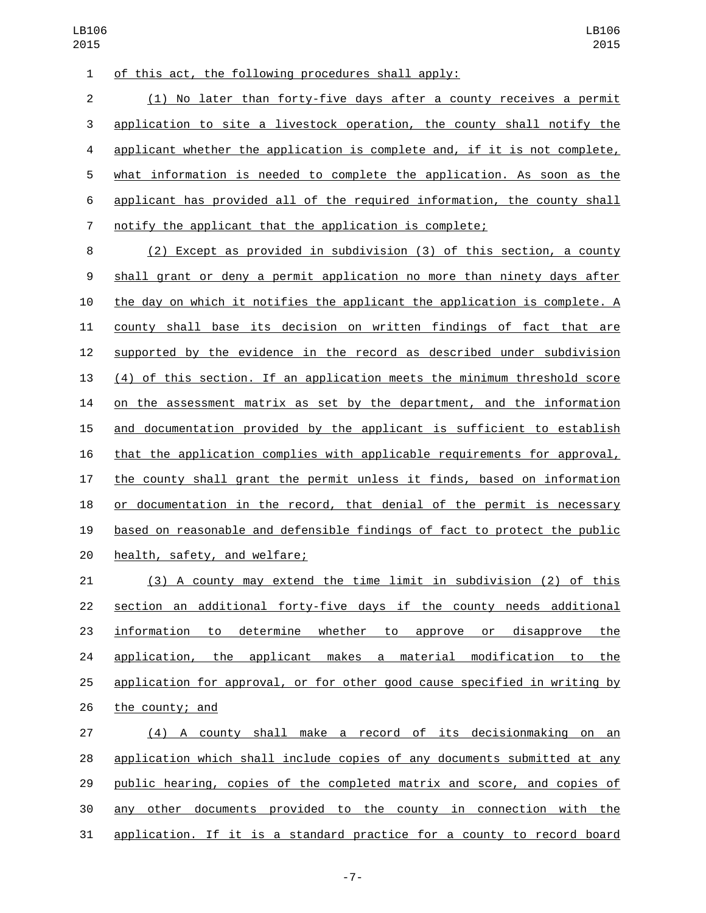of this act, the following procedures shall apply:

(1) No later than forty-five days after a county receives a permit application to site a livestock operation, the county shall notify the applicant whether the application is complete and, if it is not complete, what information is needed to complete the application. As soon as the applicant has provided all of the required information, the county shall notify the applicant that the application is complete;

(2) Except as provided in subdivision (3) of this section, a county shall grant or deny a permit application no more than ninety days after the day on which it notifies the applicant the application is complete. A county shall base its decision on written findings of fact that are supported by the evidence in the record as described under subdivision (4) of this section. If an application meets the minimum threshold score on the assessment matrix as set by the department, and the information and documentation provided by the applicant is sufficient to establish that the application complies with applicable requirements for approval, the county shall grant the permit unless it finds, based on information or documentation in the record, that denial of the permit is necessary based on reasonable and defensible findings of fact to protect the public health, safety, and welfare;

(3) A county may extend the time limit in subdivision (2) of this section an additional forty-five days if the county needs additional information to determine whether to approve or disapprove the application, the applicant makes a material modification to the application for approval, or for other good cause specified in writing by the county; and

(4) A county shall make a record of its decisionmaking on an application which shall include copies of any documents submitted at any public hearing, copies of the completed matrix and score, and copies of any other documents provided to the county in connection with the application. If it is a standard practice for a county to record board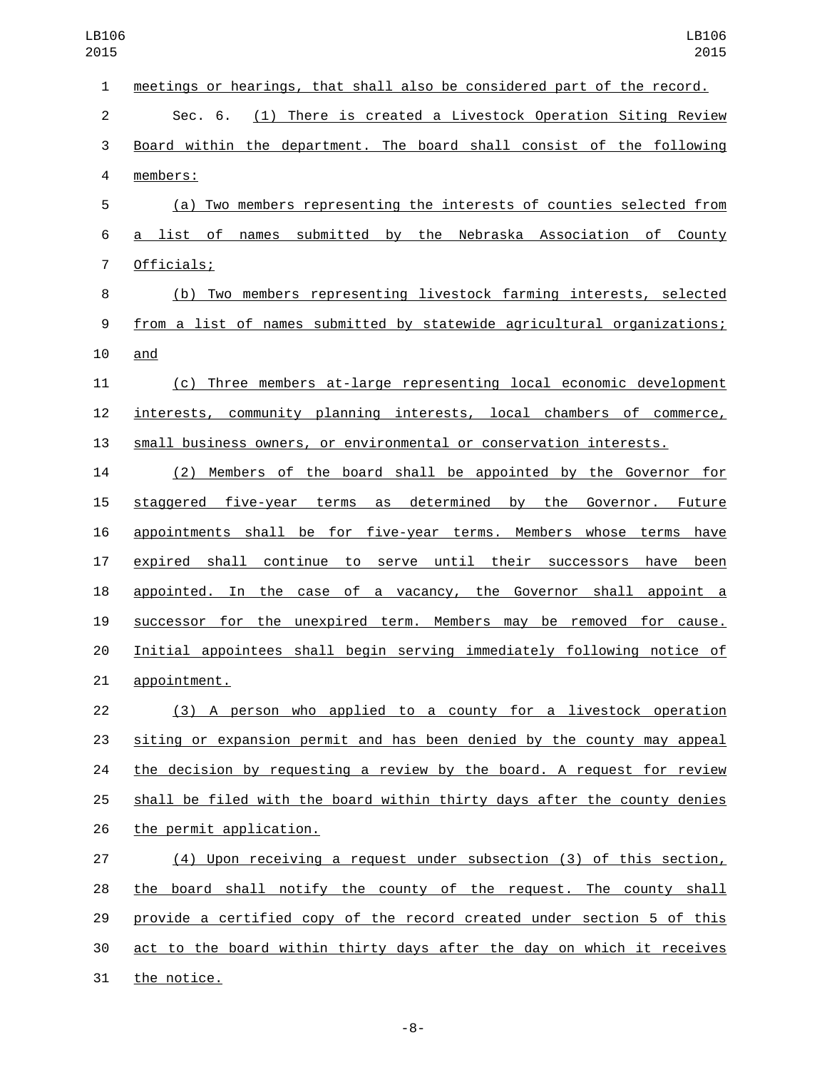meetings or hearings, that shall also be considered part of the record.

Sec. 6. (1) There is created a Livestock Operation Siting Review Board within the department. The board shall consist of the following members:

(a) Two members representing the interests of counties selected from a list of names submitted by the Nebraska Association of County Officials;

(b) Two members representing livestock farming interests, selected from a list of names submitted by statewide agricultural organizations; and

(c) Three members at-large representing local economic development interests, community planning interests, local chambers of commerce, small business owners, or environmental or conservation interests.

(2) Members of the board shall be appointed by the Governor for staggered five-year terms as determined by the Governor. Future appointments shall be for five-year terms. Members whose terms have expired shall continue to serve until their successors have been appointed. In the case of a vacancy, the Governor shall appoint a successor for the unexpired term. Members may be removed for cause. Initial appointees shall begin serving immediately following notice of appointment.

(3) A person who applied to a county for a livestock operation siting or expansion permit and has been denied by the county may appeal the decision by requesting a review by the board. A request for review shall be filed with the board within thirty days after the county denies the permit application.

(4) Upon receiving a request under subsection (3) of this section, the board shall notify the county of the request. The county shall provide a certified copy of the record created under section 5 of this act to the board within thirty days after the day on which it receives the notice.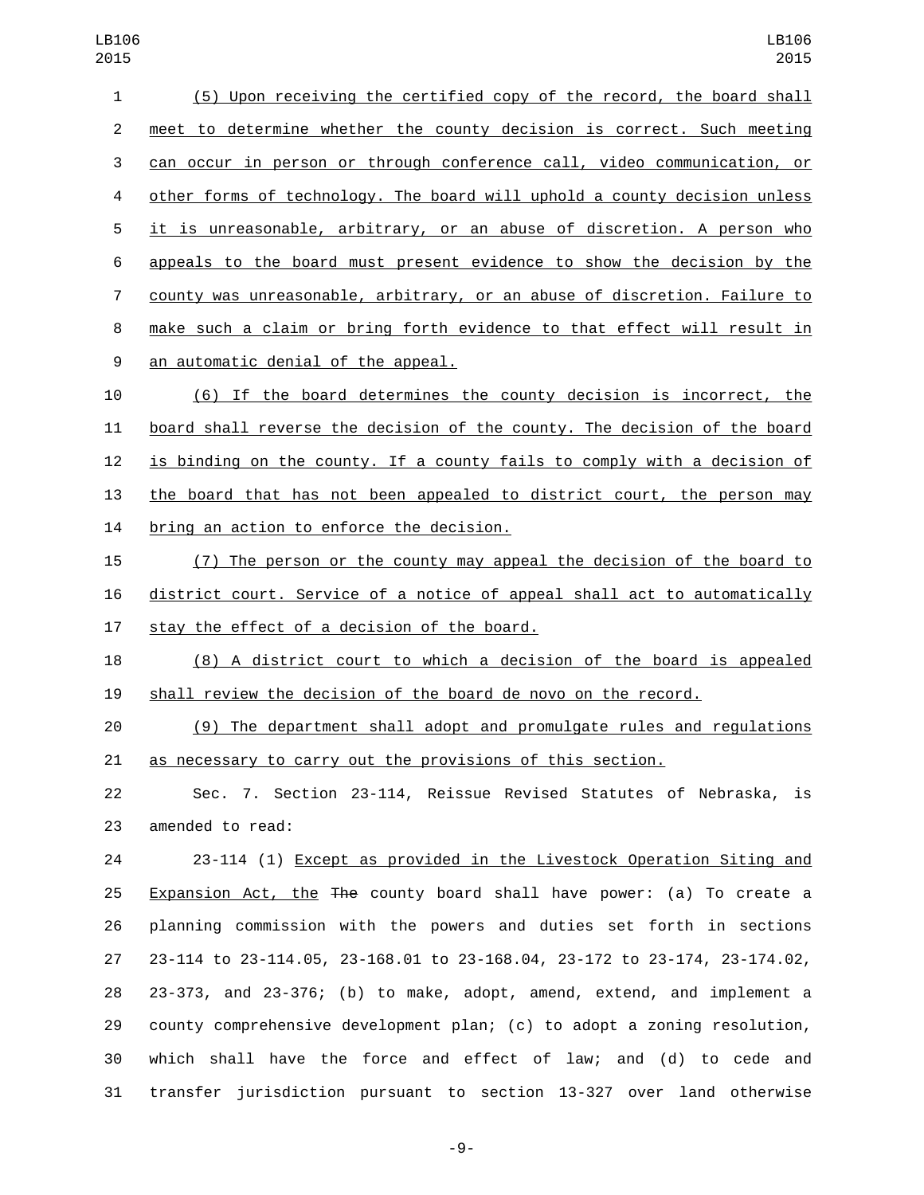(5) Upon receiving the certified copy of the record, the board shall meet to determine whether the county decision is correct. Such meeting can occur in person or through conference call, video communication, or other forms of technology. The board will uphold a county decision unless it is unreasonable, arbitrary, or an abuse of discretion. A person who appeals to the board must present evidence to show the decision by the county was unreasonable, arbitrary, or an abuse of discretion. Failure to make such a claim or bring forth evidence to that effect will result in an automatic denial of the appeal.

(6) If the board determines the county decision is incorrect, the board shall reverse the decision of the county. The decision of the board is binding on the county. If a county fails to comply with a decision of the board that has not been appealed to district court, the person may bring an action to enforce the decision.

(7) The person or the county may appeal the decision of the board to district court. Service of a notice of appeal shall act to automatically stay the effect of a decision of the board.

(8) A district court to which a decision of the board is appealed shall review the decision of the board de novo on the record.

(9) The department shall adopt and promulgate rules and regulations as necessary to carry out the provisions of this section.

Sec. 7. Section 23-114, Reissue Revised Statutes of Nebraska, is amended to read:

23-114 (1) Except as provided in the Livestock Operation Siting and Expansion Act, the ~~The~~ county board shall have power: (a) To create a planning commission with the powers and duties set forth in sections 23-114 to 23-114.05, 23-168.01 to 23-168.04, 23-172 to 23-174, 23-174.02, 23-373, and 23-376; (b) to make, adopt, amend, extend, and implement a county comprehensive development plan; (c) to adopt a zoning resolution, which shall have the force and effect of law; and (d) to cede and transfer jurisdiction pursuant to section 13-327 over land otherwise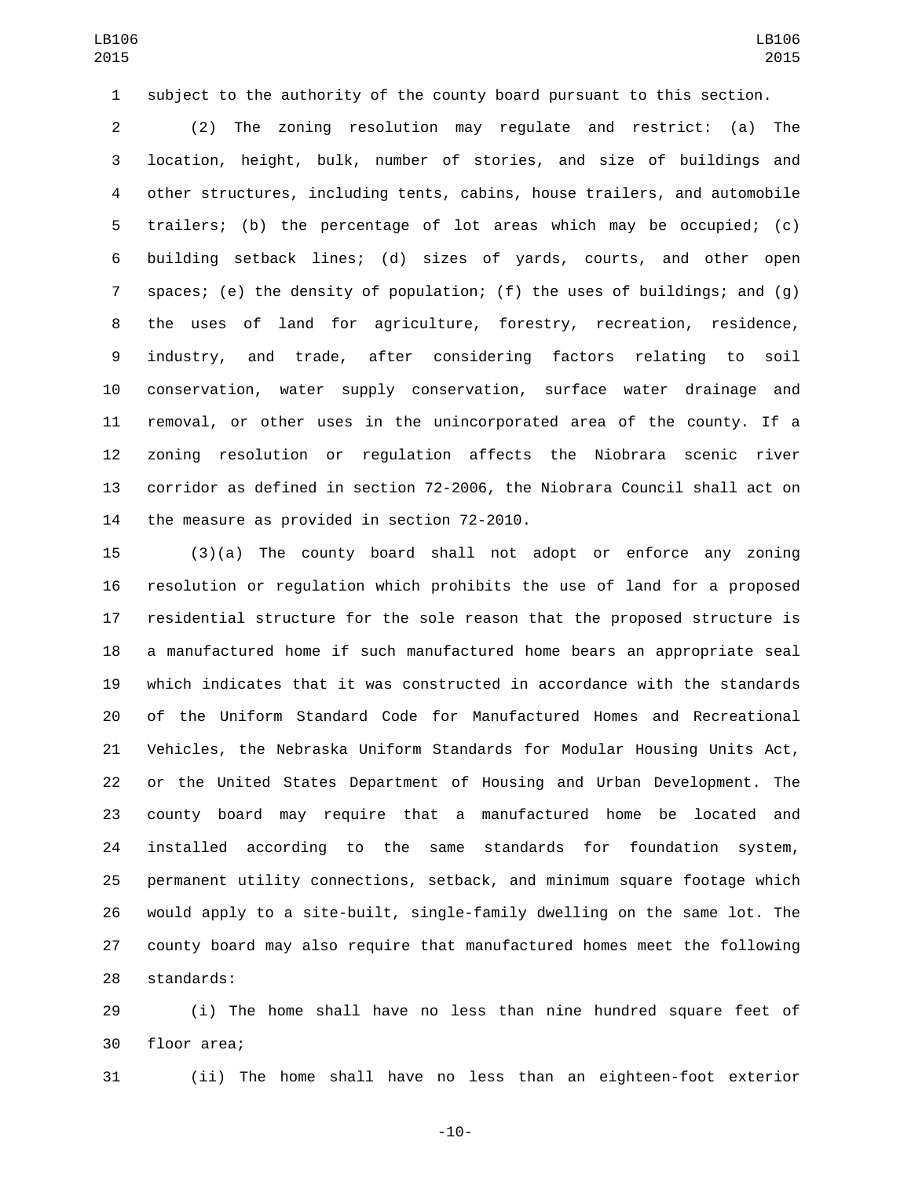subject to the authority of the county board pursuant to this section.

(2) The zoning resolution may regulate and restrict: (a) The location, height, bulk, number of stories, and size of buildings and other structures, including tents, cabins, house trailers, and automobile trailers; (b) the percentage of lot areas which may be occupied; (c) building setback lines; (d) sizes of yards, courts, and other open spaces; (e) the density of population; (f) the uses of buildings; and (g) the uses of land for agriculture, forestry, recreation, residence, industry, and trade, after considering factors relating to soil conservation, water supply conservation, surface water drainage and removal, or other uses in the unincorporated area of the county. If a zoning resolution or regulation affects the Niobrara scenic river corridor as defined in section 72-2006, the Niobrara Council shall act on the measure as provided in section 72-2010.

(3)(a) The county board shall not adopt or enforce any zoning resolution or regulation which prohibits the use of land for a proposed residential structure for the sole reason that the proposed structure is a manufactured home if such manufactured home bears an appropriate seal which indicates that it was constructed in accordance with the standards of the Uniform Standard Code for Manufactured Homes and Recreational Vehicles, the Nebraska Uniform Standards for Modular Housing Units Act, or the United States Department of Housing and Urban Development. The county board may require that a manufactured home be located and installed according to the same standards for foundation system, permanent utility connections, setback, and minimum square footage which would apply to a site-built, single-family dwelling on the same lot. The county board may also require that manufactured homes meet the following standards:

(i) The home shall have no less than nine hundred square feet of floor area;

(ii) The home shall have no less than an eighteen-foot exterior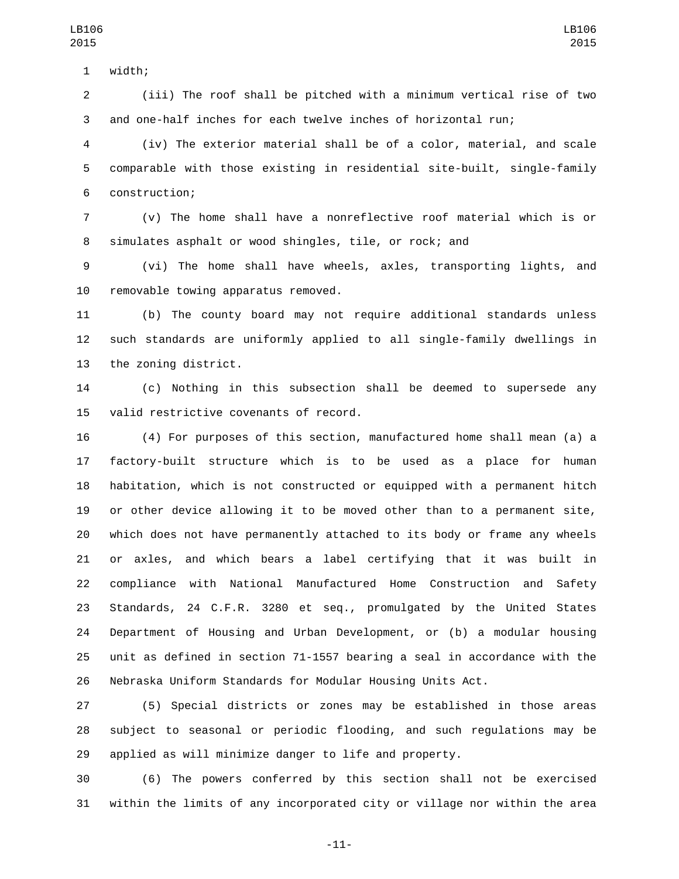width;

(iii) The roof shall be pitched with a minimum vertical rise of two and one-half inches for each twelve inches of horizontal run;

(iv) The exterior material shall be of a color, material, and scale comparable with those existing in residential site-built, single-family construction;

(v) The home shall have a nonreflective roof material which is or simulates asphalt or wood shingles, tile, or rock; and

(vi) The home shall have wheels, axles, transporting lights, and removable towing apparatus removed.

(b) The county board may not require additional standards unless such standards are uniformly applied to all single-family dwellings in the zoning district.

(c) Nothing in this subsection shall be deemed to supersede any valid restrictive covenants of record.

(4) For purposes of this section, manufactured home shall mean (a) a factory-built structure which is to be used as a place for human habitation, which is not constructed or equipped with a permanent hitch or other device allowing it to be moved other than to a permanent site, which does not have permanently attached to its body or frame any wheels or axles, and which bears a label certifying that it was built in compliance with National Manufactured Home Construction and Safety Standards, 24 C.F.R. 3280 et seq., promulgated by the United States Department of Housing and Urban Development, or (b) a modular housing unit as defined in section 71-1557 bearing a seal in accordance with the Nebraska Uniform Standards for Modular Housing Units Act.

(5) Special districts or zones may be established in those areas subject to seasonal or periodic flooding, and such regulations may be applied as will minimize danger to life and property.

(6) The powers conferred by this section shall not be exercised within the limits of any incorporated city or village nor within the area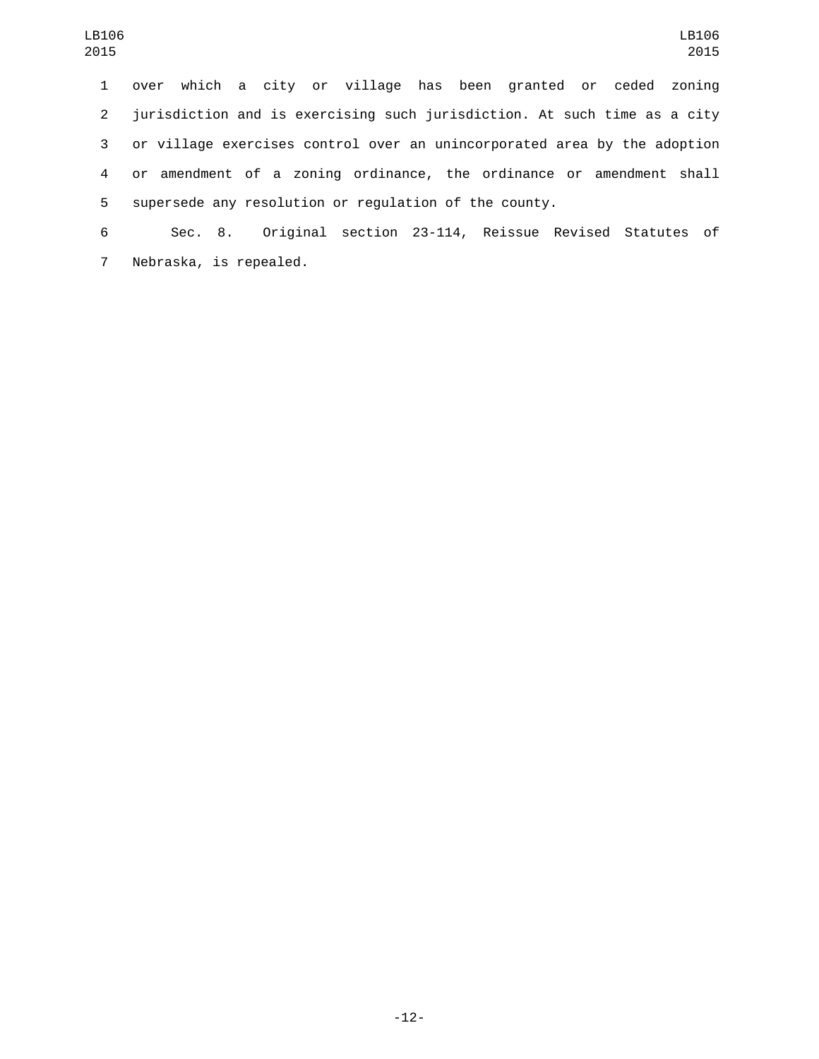over which a city or village has been granted or ceded zoning jurisdiction and is exercising such jurisdiction. At such time as a city or village exercises control over an unincorporated area by the adoption or amendment of a zoning ordinance, the ordinance or amendment shall supersede any resolution or regulation of the county.

Sec. 8. Original section 23-114, Reissue Revised Statutes of Nebraska, is repealed.